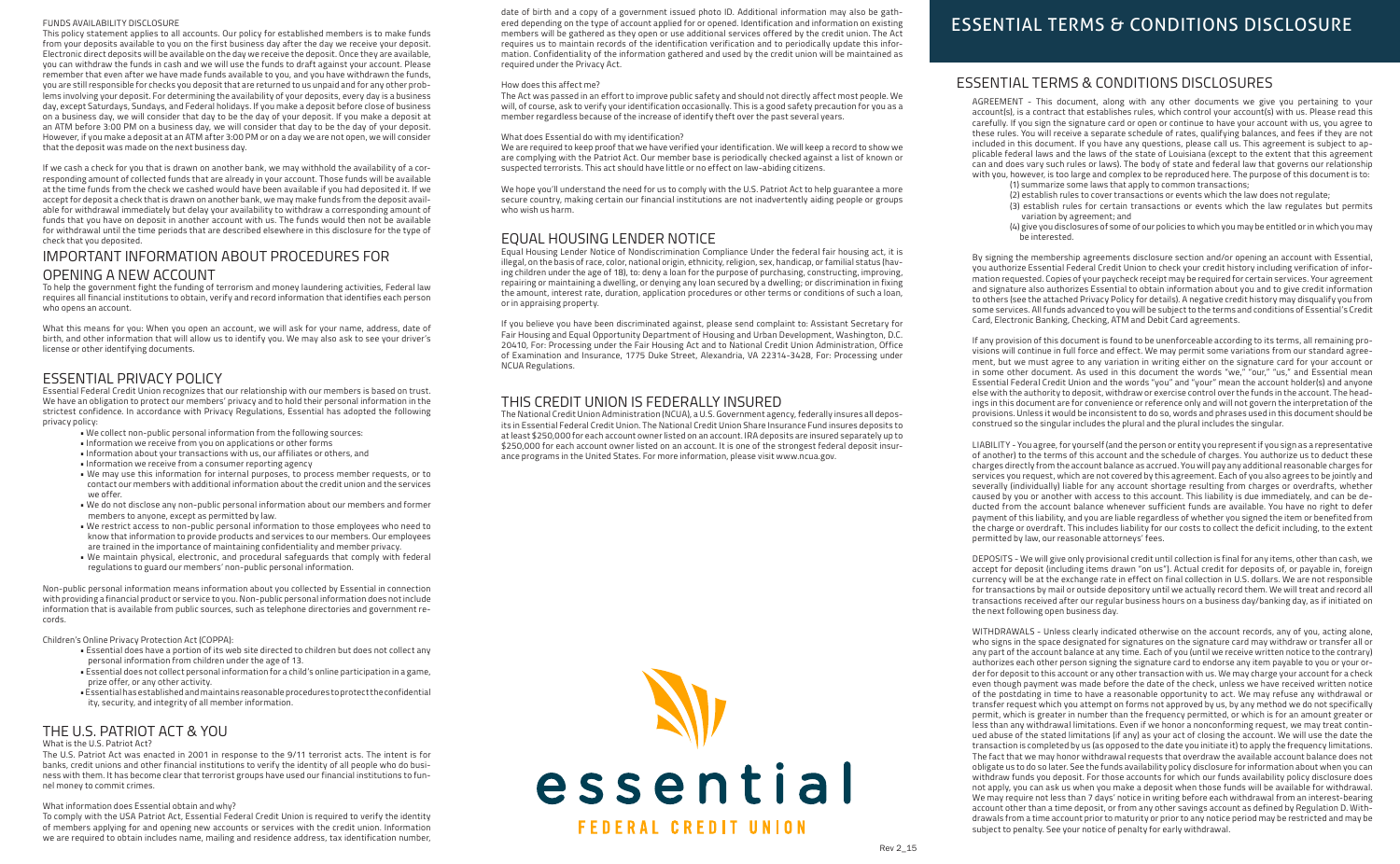## FUNDS AVAILABILITY DISCLOSURE

This policy statement applies to all accounts. Our policy for established members is to make funds from your deposits available to you on the first business day after the day we receive your deposit. Electronic direct deposits will be available on the day we receive the deposit. Once they are available, you can withdraw the funds in cash and we will use the funds to draft against your account. Please remember that even after we have made funds available to you, and you have withdrawn the funds, you are still responsible for checks you deposit that are returned to us unpaid and for any other problems involving your deposit. For determining the availability of your deposits, every day is a business day, except Saturdays, Sundays, and Federal holidays. If you make a deposit before close of business on a business day, we will consider that day to be the day of your deposit. If you make a deposit at an ATM before 3:00 PM on a business day, we will consider that day to be the day of your deposit. However, if you make a deposit at an ATM after 3:00 PM or on a day we are not open, we will consider that the deposit was made on the next business day.

If we cash a check for you that is drawn on another bank, we may withhold the availability of a corresponding amount of collected funds that are already in your account. Those funds will be available at the time funds from the check we cashed would have been available if you had deposited it. If we accept for deposit a check that is drawn on another bank, we may make funds from the deposit available for withdrawal immediately but delay your availability to withdraw a corresponding amount of funds that you have on deposit in another account with us. The funds would then not be available for withdrawal until the time periods that are described elsewhere in this disclosure for the type of check that you deposited.

## IMPORTANT INFORMATION ABOUT PROCEDURES FOR OPENING A NEW ACCOUNT

To help the government fight the funding of terrorism and money laundering activities, Federal law requires all financial institutions to obtain, verify and record information that identifies each person who opens an account.

What this means for you: When you open an account, we will ask for your name, address, date of birth, and other information that will allow us to identify you. We may also ask to see your driver's license or other identifying documents.

## ESSENTIAL PRIVACY POLICY

Essential Federal Credit Union recognizes that our relationship with our members is based on trust. We have an obligation to protect our members' privacy and to hold their personal information in the strictest confidence. In accordance with Privacy Regulations, Essential has adopted the following privacy policy:

- We collect non-public personal information from the following sources:
- Information we receive from you on applications or other forms
- Information about your transactions with us, our affiliates or others, and
- Information we receive from a consumer reporting agency
- We may use this information for internal purposes, to process member requests, or to contact our members with additional information about the credit union and the services we offer.
- We do not disclose any non-public personal information about our members and former members to anyone, except as permitted by law.
- We restrict access to non-public personal information to those employees who need to know that information to provide products and services to our members. Our employees are trained in the importance of maintaining confidentiality and member privacy.
- We maintain physical, electronic, and procedural safeguards that comply with federal regulations to guard our members' non-public personal information.

Non-public personal information means information about you collected by Essential in connection with providing a financial product or service to you. Non-public personal information does not include information that is available from public sources, such as telephone directories and government records.

Children's Online Privacy Protection Act (COPPA):

- Essential does have a portion of its web site directed to children but does not collect any personal information from children under the age of 13.
- Essential does not collect personal information for a child's online participation in a game, prize offer, or any other activity.
- Essential has established and maintains reasonable procedures to protect the confidentiality, security, and integrity of all member information.

## THE U.S. PATRIOT ACT & YOU

What is the U.S. Patriot Act?

The U.S. Patriot Act was enacted in 2001 in response to the 9/11 terrorist acts. The intent is for banks, credit unions and other financial institutions to verify the identity of all people who do business with them. It has become clear that terrorist groups have used our financial institutions to funnel money to commit crimes.

What information does Essential obtain and why?

To comply with the USA Patriot Act, Essential Federal Credit Union is required to verify the identity of members applying for and opening new accounts or services with the credit union. Information we are required to obtain includes name, mailing and residence address, tax identification number, date of birth and a copy of a government issued photo ID. Additional information may also be gathered depending on the type of account applied for or opened. Identification and information on existing members will be gathered as they open or use additional services offered by the credit union. The Act requires us to maintain records of the identification verification and to periodically update this information. Confidentiality of the information gathered and used by the credit union will be maintained as required under the Privacy Act.

How does this affect me?

The Act was passed in an effort to improve public safety and should not directly affect most people. We will, of course, ask to verify your identification occasionally. This is a good safety precaution for you as a member regardless because of the increase of identify theft over the past several years.

What does Essential do with my identification?

We are required to keep proof that we have verified your identification. We will keep a record to show we are complying with the Patriot Act. Our member base is periodically checked against a list of known or suspected terrorists. This act should have little or no effect on law-abiding citizens.

We hope you'll understand the need for us to comply with the U.S. Patriot Act to help guarantee a more secure country, making certain our financial institutions are not inadvertently aiding people or groups who wish us harm.

## EQUAL HOUSING LENDER NOTICE

Equal Housing Lender Notice of Nondiscrimination Compliance Under the federal fair housing act, it is illegal, on the basis of race, color, national origin, ethnicity, religion, sex, handicap, or familial status (having children under the age of 18), to: deny a loan for the purpose of purchasing, constructing, improving, repairing or maintaining a dwelling, or denying any loan secured by a dwelling; or discrimination in fixing the amount, interest rate, duration, application procedures or other terms or conditions of such a loan, or in appraising property.

If you believe you have been discriminated against, please send complaint to: Assistant Secretary for Fair Housing and Equal Opportunity Department of Housing and Urban Development, Washington, D.C. 20410, For: Processing under the Fair Housing Act and to National Credit Union Administration, Office of Examination and Insurance, 1775 Duke Street, Alexandria, VA 22314-3428, For: Processing under NCUA Regulations.

## THIS CREDIT UNION IS FEDERALLY INSURED

The National Credit Union Administration (NCUA), a U.S. Government agency, federally insures all deposits in Essential Federal Credit Union. The National Credit Union Share Insurance Fund insures deposits to at least $250,000 for each account owner listed on an account. IRA deposits are insured separately up to $250,000 for each account owner listed on an account. It is one of the strongest federal deposit insurance programs in the United States. For more information, please visit www.ncua.gov.

essential

FEDERAL CREDIT UNION

# ESSENTIAL TERMS & CONDITIONS DISCLOSURE

## ESSENTIAL TERMS & CONDITIONS DISCLOSURES

AGREEMENT - This document, along with any other documents we give you pertaining to your account(s), is a contract that establishes rules, which control your account(s) with us. Please read this carefully. If you sign the signature card or open or continue to have your account with us, you agree to these rules. You will receive a separate schedule of rates, qualifying balances, and fees if they are not included in this document. If you have any questions, please call us. This agreement is subject to applicable federal laws and the laws of the state of Louisiana (except to the extent that this agreement can and does vary such rules or laws). The body of state and federal law that governs our relationship with you, however, is too large and complex to be reproduced here. The purpose of this document is to:

(1) summarize some laws that apply to common transactions;
(2) establish rules to cover transactions or events which the law does not regulate;
(3) establish rules for certain transactions or events which the law regulates but permits variation by agreement; and
(4) give you disclosures of some of our policies to which you may be entitled or in which you may be interested.

By signing the membership agreements disclosure section and/or opening an account with Essential, you authorize Essential Federal Credit Union to check your credit history including verification of information requested. Copies of your paycheck receipt may be required for certain services. Your agreement and signature also authorizes Essential to obtain information about you and to give credit information to others (see the attached Privacy Policy for details). A negative credit history may disqualify you from some services. All funds advanced to you will be subject to the terms and conditions of Essential's Credit Card, Electronic Banking, Checking, ATM and Debit Card agreements.

If any provision of this document is found to be unenforceable according to its terms, all remaining provisions will continue in full force and effect. We may permit some variations from our standard agreement, but we must agree to any variation in writing either on the signature card for your account or in some other document. As used in this document the words "we," "our," "us," and Essential mean Essential Federal Credit Union and the words "you" and "your" mean the account holder(s) and anyone else with the authority to deposit, withdraw or exercise control over the funds in the account. The headings in this document are for convenience or reference only and will not govern the interpretation of the provisions. Unless it would be inconsistent to do so, words and phrases used in this document should be construed so the singular includes the plural and the plural includes the singular.

LIABILITY - You agree, for yourself (and the person or entity you represent if you sign as a representative of another) to the terms of this account and the schedule of charges. You authorize us to deduct these charges directly from the account balance as accrued. You will pay any additional reasonable charges for services you request, which are not covered by this agreement. Each of you also agrees to be jointly and severally (individually) liable for any account shortage resulting from charges or overdrafts, whether caused by you or another with access to this account. This liability is due immediately, and can be deducted from the account balance whenever sufficient funds are available. You have no right to defer payment of this liability, and you are liable regardless of whether you signed the item or benefited from the charge or overdraft. This includes liability for our costs to collect the deficit including, to the extent permitted by law, our reasonable attorneys' fees.

DEPOSITS - We will give only provisional credit until collection is final for any items, other than cash, we accept for deposit (including items drawn "on us"). Actual credit for deposits of, or payable in, foreign currency will be at the exchange rate in effect on final collection in U.S. dollars. We are not responsible for transactions by mail or outside depository until we actually record them. We will treat and record all transactions received after our regular business hours on a business day/banking day, as if initiated on the next following open business day.

WITHDRAWALS - Unless clearly indicated otherwise on the account records, any of you, acting alone, who signs in the space designated for signatures on the signature card may withdraw or transfer all or any part of the account balance at any time. Each of you (until we receive written notice to the contrary) authorizes each other person signing the signature card to endorse any item payable to you or your order for deposit to this account or any other transaction with us. We may charge your account for a check even though payment was made before the date of the check, unless we have received written notice of the postdating in time to have a reasonable opportunity to act. We may refuse any withdrawal or transfer request which you attempt on forms not approved by us, by any method we do not specifically permit, which is greater in number than the frequency permitted, or which is for an amount greater or less than any withdrawal limitations. Even if we honor a nonconforming request, we may treat continued abuse of the stated limitations (if any) as your act of closing the account. We will use the date the transaction is completed by us (as opposed to the date you initiate it) to apply the frequency limitations. The fact that we may honor withdrawal requests that overdraw the available account balance does not obligate us to do so later. See the funds availability policy disclosure for information about when you can withdraw funds you deposit. For those accounts for which our funds availability policy disclosure does not apply, you can ask us when you make a deposit when those funds will be available for withdrawal. We may require not less than 7 days' notice in writing before each withdrawal from an interest-bearing account other than a time deposit, or from any other savings account as defined by Regulation D. Withdrawals from a time account prior to maturity or prior to any notice period may be restricted and may be subject to penalty. See your notice of penalty for early withdrawal.

Rev 2_15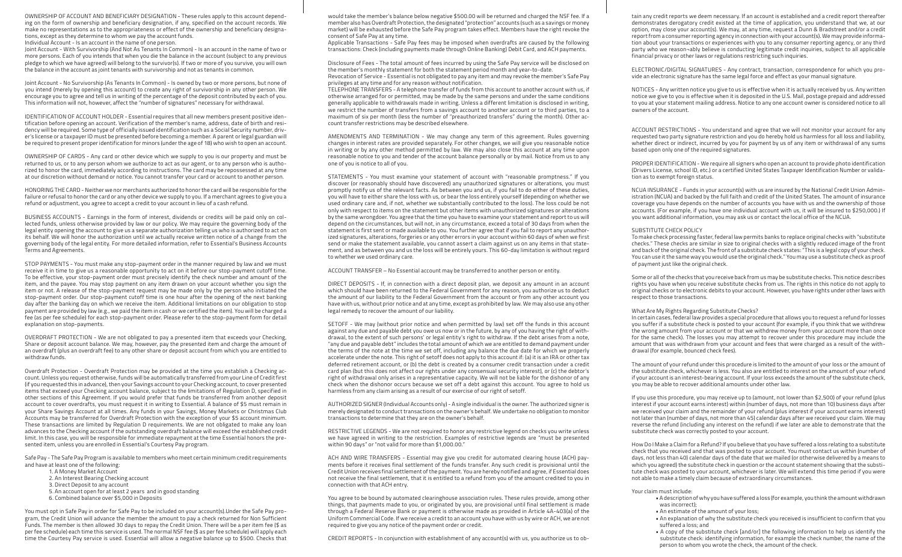OWNERSHIP OF ACCOUNT AND BENEFICIARY DESIGNATION - These rules apply to this account depending on the form of ownership and beneficiary designation, if any, specified on the account records. We make no representations as to the appropriateness or effect of the ownership and beneficiary designations, except as they determine to whom we pay the account funds.

Individual Account - Is an account in the name of one person.

Joint Account - With Survivorship (And Not As Tenants In Common) - Is an account in the name of two or more persons. Each of you intends that when you die the balance in the account (subject to any previous pledge to which we have agreed) will belong to the survivor(s). If two or more of you survive, you will own the balance in the account as joint tenants with survivorship and not as tenants in common.

Joint Account - No Survivorship (As Tenants In Common) - Is owned by two or more persons, but none of you intend (merely by opening this account) to create any right of survivorship in any other person. We encourage you to agree and tell us in writing of the percentage of the deposit contributed by each of you. This information will not, however, affect the "number of signatures" necessary for withdrawal.

IDENTIFICATION OF ACCOUNT HOLDER - Essential requires that all new members present positive identification before opening an account. Verification of the member's name, address, date of birth and residency will be required. Some type of officially issued identification such as a Social Security number, driver's license or a taxpayer ID must be presented before becoming a member. A parent or legal guardian will be required to present proper identification for minors (under the age of 18) who wish to open an account.

OWNERSHIP OF CARDS - Any card or other device which we supply to you is our property and must be returned to us, or to any person whom we authorize to act as our agent, or to any person who is authorized to honor the card, immediately according to instructions. The card may be repossessed at any time at our discretion without demand or notice. You cannot transfer your card or account to another person.

HONORING THE CARD - Neither we nor merchants authorized to honor the card will be responsible for the failure or refusal to honor the card or any other device we supply to you. If a merchant agrees to give you a refund or adjustment, you agree to accept a credit to your account in lieu of a cash refund.

BUSINESS ACCOUNTS - Earnings in the form of interest, dividends or credits will be paid only on collected funds, unless otherwise provided by law or our policy. We may require the governing body of the legal entity opening the account to give us a separate authorization telling us who is authorized to act on its behalf. We will honor the authorization until we actually receive written notice of a change from the governing body of the legal entity. For more detailed information, refer to Essential's Business Accounts Terms and Agreements.

STOP PAYMENTS - You must make any stop-payment order in the manner required by law and we must receive it in time to give us a reasonable opportunity to act on it before our stop-payment cutoff time. To be effective, your stop-payment order must precisely identify the check number and amount of the item, and the payee. You may stop payment on any item drawn on your account whether you sign the item or not. A release of the stop-payment request may be made only by the person who initiated the stop-payment order. Our stop-payment cutoff time is one hour after the opening of the next banking day after the banking day on which we receive the item. Additional limitations on our obligation to stop payment are provided by law (e.g., we paid the item in cash or we certified the item). You will be charged a fee (as per fee schedule) for each stop-payment order. Please refer to the stop-payment form for detail explanation on stop-payments.

OVERDRAFT PROTECTION - We are not obligated to pay a presented item that exceeds your Checking, Share or deposit account balance. We may, however, pay the presented item and charge the amount of an overdraft (plus an overdraft fee) to any other share or deposit account from which you are entitled to withdraw funds.

Overdraft Protection - Overdraft Protection may be provided at the time you establish a Checking account. Unless you request otherwise, funds will be automatically transferred from your Line of Credit first (if you requested this in advance), then your Savings account to your Checking account, to cover presented items that exceed your Checking account balance, subject to the limitations of Regulation D, specified in other sections of this Agreement. If you would prefer that funds be transferred from another deposit account to cover overdrafts, you must request it in writing to Essential. A balance of $5 must remain in your Share Savings Account at all times. Any funds in your Savings, Money Markets or Christmas Club Accounts may be transferred for Overdraft Protection with the exception of your $5 account minimum. These transactions are limited by Regulation D requirements. We are not obligated to make any loan advances to the Checking account if the outstanding overdraft balance will exceed the established credit limit. In this case, you will be responsible for immediate repayment at the time Essential honors the presented item, unless you are enrolled in Essential's Courtesy Pay program.

Safe Pay - The Safe Pay Program is available to members who meet certain minimum credit requirements and have at least one of the following:

1. A Money Market Account
2. An Interest Bearing Checking account
3. Direct Deposit to any account
5. An account open for at least 2 years and in good standing
6. Combined balance over $5,000 in Deposits

You must opt in Safe Pay in order for Safe Pay to be included on your account(s).Under the Safe Pay program, the Credit Union will advance the member the amount to pay a check returned for Non Sufficient Funds. The member is then allowed 30 days to repay the Credit Union. There will be a per item fee ($ as per fee schedule) each time this service is used. The normal NSF fee ($ as per fee schedule) will apply each time the Courtesy Pay service is used. Essential will allow a negative balance up to $500. Checks that would take the member's balance below negative $500.00 will be returned and charged the NSF fee. If a member also has Overdraft Protection, the designated "protection" accounts (such as a savings or money market) will be exhausted before the Safe Pay program takes effect. Members have the right revoke the consent of Safe Pay at any time.

Applicable Transactions - Safe Pay fees may be imposed when overdrafts are caused by the following transactions: Check (including payments made through Online Banking) Debit Card, and ACH payments.

Disclosure of Fees - The total amount of fees incurred by using the Safe Pay service will be disclosed on the member's monthly statement for both the statement period month and year-to-date.

Revocation of Service - Essential is not obligated to pay any item and may revoke the member's Safe Pay privileges at any time and for any reason without notification.

TELEPHONE TRANSFERS - A telephone transfer of funds from this account to another account with us, if otherwise arranged for or permitted, may be made by the same persons and under the same conditions generally applicable to withdrawals made in writing. Unless a different limitation is disclosed in writing, we restrict the number of transfers from a savings account to another account or to third parties, to a maximum of six per month (less the number of "preauthorized transfers" during the month). Other account transfer restrictions may be described elsewhere.

AMENDMENTS AND TERMINATION - We may change any term of this agreement. Rules governing changes in interest rates are provided separately. For other changes, we will give you reasonable notice in writing or by any other method permitted by law. We may also close this account at any time upon reasonable notice to you and tender of the account balance personally or by mail. Notice from us to any one of you is notice to all of you.

STATEMENTS - You must examine your statement of account with "reasonable promptness." If you discover (or reasonably should have discovered) any unauthorized signatures or alterations, you must promptly notify us of the relevant facts. As between you and us, if you fail to do either of these duties, you will have to either share the loss with us, or bear the loss entirely yourself (depending on whether we used ordinary care and, if not, whether we substantially contributed to the loss). The loss could be not only with respect to items on the statement but other items with unauthorized signatures or alterations by the same wrongdoer. You agree that the time you have to examine your statement and report to us will depend on the circumstances, but will not, in any circumstance, exceed a total of 30 days from when the statement is first sent or made available to you. You further agree that if you fail to report any unauthorized signatures, alterations, forgeries or any other errors in your account within 60 days of when we first send or make the statement available, you cannot assert a claim against us on any items in that statement, and as between you and us the loss will be entirely yours. This 60-day limitation is without regard to whether we used ordinary care.

ACCOUNT TRANSFER – No Essential account may be transferred to another person or entity.

DIRECT DEPOSITS - If, in connection with a direct deposit plan, we deposit any amount in an account which should have been returned to the Federal Government for any reason, you authorize us to deduct the amount of our liability to the Federal Government from the account or from any other account you have with us, without prior notice and at any time, except as prohibited by law. We may also use any other legal remedy to recover the amount of our liability.

SETOFF - We may (without prior notice and when permitted by law) set off the funds in this account against any due and payable debt you owe us now or in the future, by any of you having the right of withdrawal, to the extent of such persons' or legal entity's right to withdraw. If the debt arises from a note, "any due and payable debt" includes the total amount of which we are entitled to demand payment under the terms of the note at the time we set off, including any balance the due date for which we properly accelerate under the note. This right of setoff does not apply to this account if: (a) it is an IRA or other tax deferred retirement account, or (b) the debt is created by a consumer credit transaction under a credit card plan (but this does not affect our rights under any consensual security interest), or (c) the debtor's right of withdrawal only arises in a representative capacity. We will not be liable for the dishonor of any check when the dishonor occurs because we set off a debt against this account. You agree to hold us harmless from any claim arising as a result of our exercise of our right of setoff.

AUTHORIZED SIGNER (Individual Accounts only) - A single individual is the owner. The authorized signer is merely designated to conduct transactions on the owner's behalf. We undertake no obligation to monitor transactions to determine that they are on the owner's behalf.

RESTRICTIVE LEGENDS - We are not required to honor any restrictive legend on checks you write unless we have agreed in writing to the restriction. Examples of restrictive legends are "must be presented within 90 days" or "not valid for more than $1,000.00."

ACH AND WIRE TRANSFERS - Essential may give you credit for automated clearing house (ACH) payments before it receives final settlement of the funds transfer. Any such credit is provisional until the Credit Union receives final settlement of the payment. You are hereby notified and agree, if Essential does not receive the final settlement, that it is entitled to a refund from you of the amount credited to you in connection with that ACH entry.

You agree to be bound by automated clearinghouse association rules. These rules provide, among other things, that payments made to you, or originated by you, are provisional until final settlement is made through a Federal Reserve Bank or payment is otherwise made as provided in Article 4A-403(a) of the Uniform Commercial Code. If we receive a credit to an account you have with us by wire or ACH, we are not required to give you any notice of the payment order or credit.

CREDIT REPORTS - In conjunction with establishment of any account(s) with us, you authorize us to obtain any credit reports we deem necessary. If an account is established and a credit report thereafter demonstrates derogatory credit existed at the time of application, you understand that we, at our option, may close your account(s). We may, at any time, request a Dunn & Bradstreet and/or a credit report from a consumer reporting agency in connection with your account(s). We may provide information about your transactions or experiences with you to any consumer reporting agency, or any third party who we reason-ably believe is conducting legitimate credit inquiries, subject to all applicable financial privacy or other laws or regulations restricting such inquiries.

ELECTRONIC/DIGITAL SIGNATURES - Any contract, transaction, correspondence for which you provide an electronic signature has the same legal force and effect as your manual signature.

NOTICES - Any written notice you give to us is effective when it is actually received by us. Any written notice we give to you is effective when it is deposited in the U.S. Mail, postage prepaid and addressed to you at your statement mailing address. Notice to any one account owner is considered notice to all owners of the account.

ACCOUNT RESTRICTIONS - You understand and agree that we will not monitor your account for any requested two party signature restriction and you do hereby hold us harmless for all loss and liability, whether direct or indirect, incurred by you for payment by us of any item or withdrawal of any sums based upon only one of the required signatures.

PROPER IDENTIFICATION - We require all signers who open an account to provide photo identification (Drivers License, school ID, etc.) or a certified United States Taxpayer Identification Number or validation as to exempt foreign status.

NCUA INSURANCE - Funds in your account(s) with us are insured by the National Credit Union Administration (NCUA) and backed by the full faith and credit of the United States. The amount of insurance coverage you have depends on the number of accounts you have with us and the ownership of those accounts. (For example, if you have one individual account with us, it will be insured to $250,000.) If you want additional information, you may ask us or contact the local office of the NCUA.

SUBSTITUTE CHECK POLICY

To make check processing faster, federal law permits banks to replace original checks with "substitute checks." These checks are similar in size to original checks with a slightly reduced image of the front and back of the original check. The front of a substitute check states: "This is a legal copy of your check. You can use it the same way you would use the original check." You may use a substitute check as proof of payment just like the original check.

Some or all of the checks that you receive back from us may be substitute checks. This notice describes rights you have when you receive substitute checks from us. The rights in this notice do not apply to original checks or to electronic debits to your account. However, you have rights under other laws with respect to those transactions.

What Are My Rights Regarding Substitute Checks?

In certain cases, federal law provides a special procedure that allows you to request a refund for losses you suffer if a substitute check is posted to your account (for example, if you think that we withdrew the wrong amount from your account or that we withdrew money from your account more than once for the same check). The losses you may attempt to recover under this procedure may include the amount that was withdrawn from your account and fees that were charged as a result of the withdrawal (for example, bounced check fees).

The amount of your refund under this procedure is limited to the amount of your loss or the amount of the substitute check, whichever is less. You also are entitled to interest on the amount of your refund if your account is an interest-bearing account. If your loss exceeds the amount of the substitute check, you may be able to recover additional amounts under other law.

If you use this procedure, you may receive up to (amount, not lower than $2,500) of your refund (plus interest if your account earns interest) within (number of days, not more than 10) business days after we received your claim and the remainder of your refund (plus interest if your account earns interest) not later than (number of days, not more than 45) calendar days after we received your claim. We may reverse the refund (including any interest on the refund) if we later are able to demonstrate that the substitute check was correctly posted to your account.

How Do I Make a Claim for a Refund? If you believe that you have suffered a loss relating to a substitute check that you received and that was posted to your account. You must contact us within (number of days, not less than 40) calendar days of the date that we mailed (or otherwise delivered by a means to which you agreed) the substitute check in question or the account statement showing that the substitute check was posted to your account, whichever is later. We will extend this time period if you were not able to make a timely claim because of extraordinary circumstances.

Your claim must include:

- A description of why you have suffered a loss (for example, you think the amount withdrawn was incorrect);
- An estimate of the amount of your loss;
- An explanation of why the substitute check you received is insufficient to confirm that you suffered a loss; and
- A copy of the substitute check [and/or] the following information to help us identify the substitute check: identifying information, for example the check number, the name of the person to whom you wrote the check, the amount of the check.